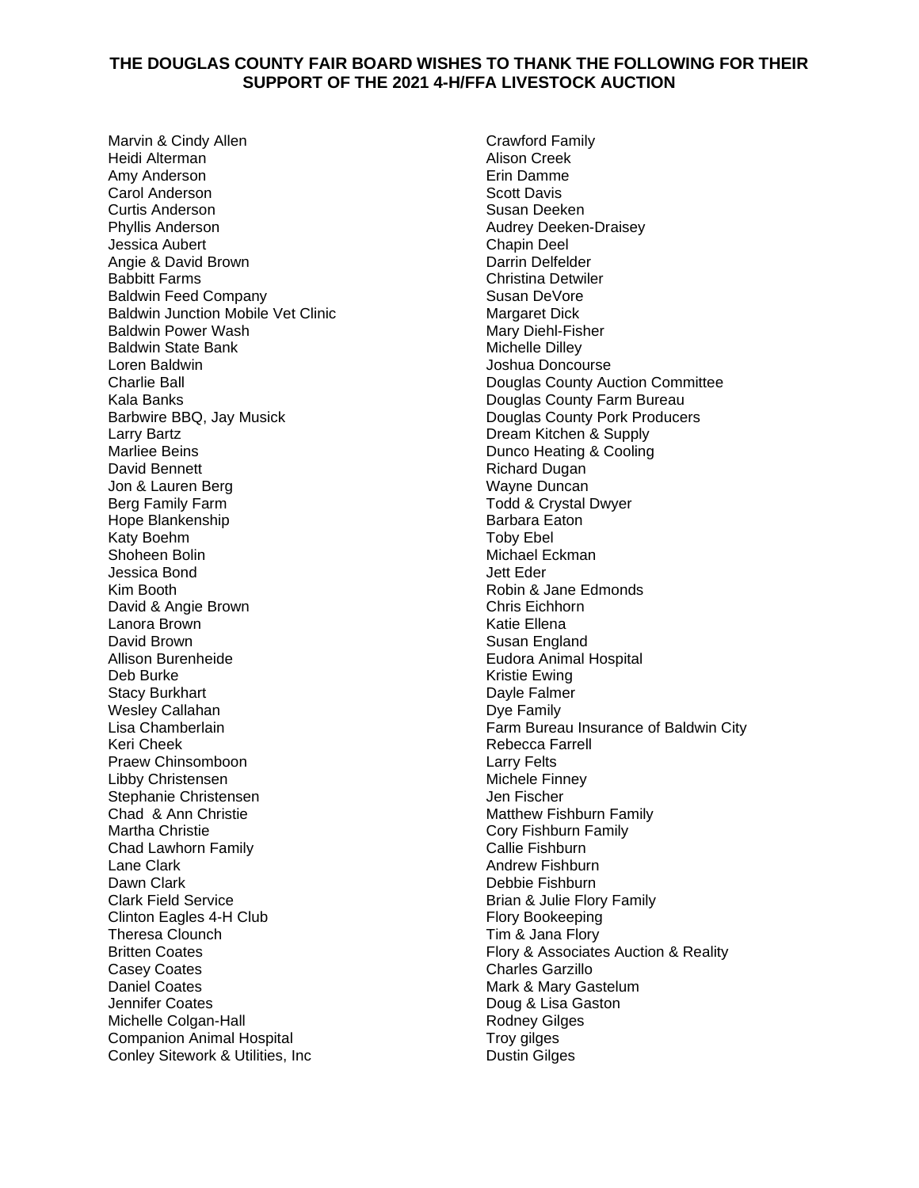**THE DOUGLAS COUNTY FAIR BOARD WISHES TO THANK THE FOLLOWING FOR THEIR SUPPORT OF THE 2021 4-H/FFA LIVESTOCK AUCTION**

Marvin & Cindy Allen
Heidi Alterman
Amy Anderson
Carol Anderson
Curtis Anderson
Phyllis Anderson
Jessica Aubert
Angie & David Brown
Babbitt Farms
Baldwin Feed Company
Baldwin Junction Mobile Vet Clinic
Baldwin Power Wash
Baldwin State Bank
Loren Baldwin
Charlie Ball
Kala Banks
Barbwire BBQ, Jay Musick
Larry Bartz
Marliee Beins
David Bennett
Jon & Lauren Berg
Berg Family Farm
Hope Blankenship
Katy Boehm
Shoheen Bolin
Jessica Bond
Kim Booth
David & Angie Brown
Lanora Brown
David Brown
Allison Burenheide
Deb Burke
Stacy Burkhart
Wesley Callahan
Lisa Chamberlain
Keri Cheek
Praew Chinsomboon
Libby Christensen
Stephanie Christensen
Chad & Ann Christie
Martha Christie
Chad Lawhorn Family
Lane Clark
Dawn Clark
Clark Field Service
Clinton Eagles 4-H Club
Theresa Clounch
Britten Coates
Casey Coates
Daniel Coates
Jennifer Coates
Michelle Colgan-Hall
Companion Animal Hospital
Conley Sitework & Utilities, Inc
Crawford Family
Alison Creek
Erin Damme
Scott Davis
Susan Deeken
Audrey Deeken-Draisey
Chapin Deel
Darrin Delfelder
Christina Detwiler
Susan DeVore
Margaret Dick
Mary Diehl-Fisher
Michelle Dilley
Joshua Doncourse
Douglas County Auction Committee
Douglas County Farm Bureau
Douglas County Pork Producers
Dream Kitchen & Supply
Dunco Heating & Cooling
Richard Dugan
Wayne Duncan
Todd & Crystal Dwyer
Barbara Eaton
Toby Ebel
Michael Eckman
Jett Eder
Robin & Jane Edmonds
Chris Eichhorn
Katie Ellena
Susan England
Eudora Animal Hospital
Kristie Ewing
Dayle Falmer
Dye Family
Farm Bureau Insurance of Baldwin City
Rebecca Farrell
Larry Felts
Michele Finney
Jen Fischer
Matthew Fishburn Family
Cory Fishburn Family
Callie Fishburn
Andrew Fishburn
Debbie Fishburn
Brian & Julie Flory Family
Flory Bookeeping
Tim & Jana Flory
Flory & Associates Auction & Reality
Charles Garzillo
Mark & Mary Gastelum
Doug & Lisa Gaston
Rodney Gilges
Troy gilges
Dustin Gilges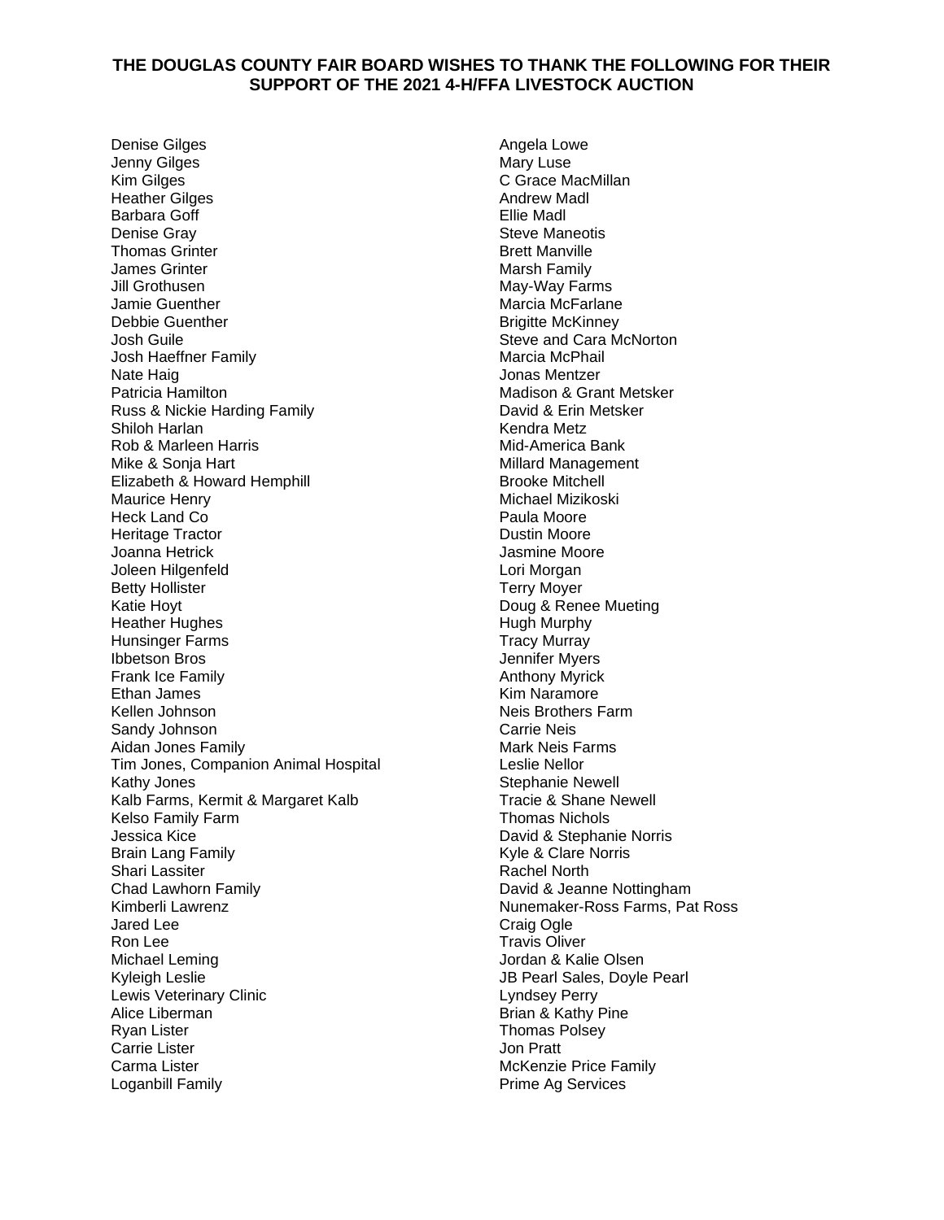**THE DOUGLAS COUNTY FAIR BOARD WISHES TO THANK THE FOLLOWING FOR THEIR SUPPORT OF THE 2021 4-H/FFA LIVESTOCK AUCTION**

Denise Gilges
Jenny Gilges
Kim Gilges
Heather Gilges
Barbara Goff
Denise Gray
Thomas Grinter
James Grinter
Jill Grothusen
Jamie Guenther
Debbie Guenther
Josh Guile
Josh Haeffner Family
Nate Haig
Patricia Hamilton
Russ & Nickie Harding Family
Shiloh Harlan
Rob & Marleen Harris
Mike & Sonja Hart
Elizabeth & Howard Hemphill
Maurice Henry
Heck Land Co
Heritage Tractor
Joanna Hetrick
Joleen Hilgenfeld
Betty Hollister
Katie Hoyt
Heather Hughes
Hunsinger Farms
Ibbetson Bros
Frank Ice Family
Ethan James
Kellen Johnson
Sandy Johnson
Aidan Jones Family
Tim Jones, Companion Animal Hospital
Kathy Jones
Kalb Farms, Kermit & Margaret Kalb
Kelso Family Farm
Jessica Kice
Brain Lang Family
Shari Lassiter
Chad Lawhorn Family
Kimberli Lawrenz
Jared Lee
Ron Lee
Michael Leming
Kyleigh Leslie
Lewis Veterinary Clinic
Alice Liberman
Ryan Lister
Carrie Lister
Carma Lister
Loganbill Family
Angela Lowe
Mary Luse
C Grace MacMillan
Andrew Madl
Ellie Madl
Steve Maneotis
Brett Manville
Marsh Family
May-Way Farms
Marcia McFarlane
Brigitte McKinney
Steve and Cara McNorton
Marcia McPhail
Jonas Mentzer
Madison & Grant Metsker
David & Erin Metsker
Kendra Metz
Mid-America Bank
Millard Management
Brooke Mitchell
Michael Mizikoski
Paula Moore
Dustin Moore
Jasmine Moore
Lori Morgan
Terry Moyer
Doug & Renee Mueting
Hugh Murphy
Tracy Murray
Jennifer Myers
Anthony Myrick
Kim Naramore
Neis Brothers Farm
Carrie Neis
Mark Neis Farms
Leslie Nellor
Stephanie Newell
Tracie & Shane Newell
Thomas Nichols
David & Stephanie Norris
Kyle & Clare Norris
Rachel North
David & Jeanne Nottingham
Nunemaker-Ross Farms, Pat Ross
Craig Ogle
Travis Oliver
Jordan & Kalie Olsen
JB Pearl Sales, Doyle Pearl
Lyndsey Perry
Brian & Kathy Pine
Thomas Polsey
Jon Pratt
McKenzie Price Family
Prime Ag Services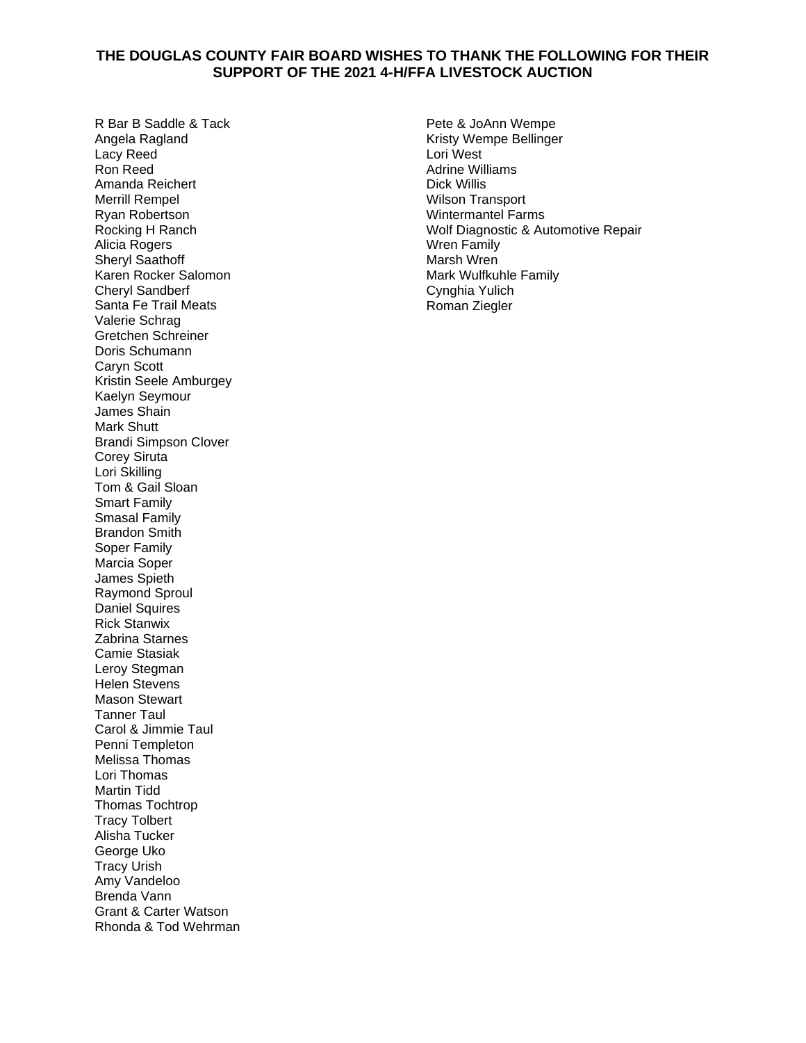**THE DOUGLAS COUNTY FAIR BOARD WISHES TO THANK THE FOLLOWING FOR THEIR SUPPORT OF THE 2021 4-H/FFA LIVESTOCK AUCTION**

R Bar B Saddle & Tack
Angela Ragland
Lacy Reed
Ron Reed
Amanda Reichert
Merrill Rempel
Ryan Robertson
Rocking H Ranch
Alicia Rogers
Sheryl Saathoff
Karen Rocker Salomon
Cheryl Sandberf
Santa Fe Trail Meats
Valerie Schrag
Gretchen Schreiner
Doris Schumann
Caryn Scott
Kristin Seele Amburgey
Kaelyn Seymour
James Shain
Mark Shutt
Brandi Simpson Clover
Corey Siruta
Lori Skilling
Tom & Gail Sloan
Smart Family
Smasal Family
Brandon Smith
Soper Family
Marcia Soper
James Spieth
Raymond Sproul
Daniel Squires
Rick Stanwix
Zabrina Starnes
Camie Stasiak
Leroy Stegman
Helen Stevens
Mason Stewart
Tanner Taul
Carol & Jimmie Taul
Penni Templeton
Melissa Thomas
Lori Thomas
Martin Tidd
Thomas Tochtrop
Tracy Tolbert
Alisha Tucker
George Uko
Tracy Urish
Amy Vandeloo
Brenda Vann
Grant & Carter Watson
Rhonda & Tod Wehrman
Pete & JoAnn Wempe
Kristy Wempe Bellinger
Lori West
Adrine Williams
Dick Willis
Wilson Transport
Wintermantel Farms
Wolf Diagnostic & Automotive Repair
Wren Family
Marsh Wren
Mark Wulfkuhle Family
Cynghia Yulich
Roman Ziegler